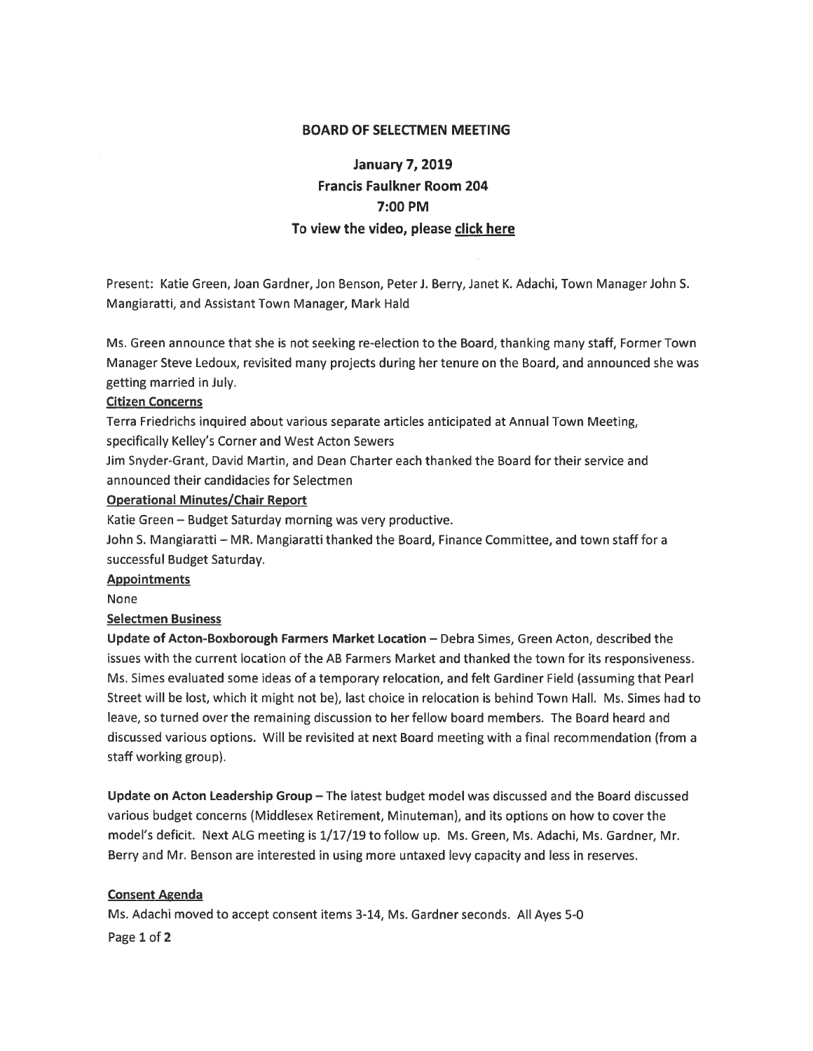# BOARD OF SELECTMEN MEETING

## January 7, 2019
## Francis Faulkner Room 204
## 7:00 PM
## To view the video, please click here

Present: Katie Green, Joan Gardner, Jon Benson, Peter J. Berry, Janet K. Adachi, Town Manager John S. Mangiaratti, and Assistant Town Manager, Mark Hald

Ms. Green announce that she is not seeking re-election to the Board, thanking many staff, Former Town Manager Steve Ledoux, revisited many projects during her tenure on the Board, and announced she was getting married in July.

**Citizen Concerns**

Terra Friedrichs inquired about various separate articles anticipated at Annual Town Meeting, specifically Kelley's Corner and West Acton Sewers

Jim Snyder-Grant, David Martin, and Dean Charter each thanked the Board for their service and announced their candidacies for Selectmen

**Operational Minutes/Chair Report**

Katie Green – Budget Saturday morning was very productive.

John S. Mangiaratti – MR. Mangiaratti thanked the Board, Finance Committee, and town staff for a successful Budget Saturday.

**Appointments**

None

**Selectmen Business**

**Update of Acton-Boxborough Farmers Market Location** – Debra Simes, Green Acton, described the issues with the current location of the AB Farmers Market and thanked the town for its responsiveness. Ms. Simes evaluated some ideas of a temporary relocation, and felt Gardiner Field (assuming that Pearl Street will be lost, which it might not be), last choice in relocation is behind Town Hall. Ms. Simes had to leave, so turned over the remaining discussion to her fellow board members. The Board heard and discussed various options. Will be revisited at next Board meeting with a final recommendation (from a staff working group).

**Update on Acton Leadership Group** – The latest budget model was discussed and the Board discussed various budget concerns (Middlesex Retirement, Minuteman), and its options on how to cover the model's deficit. Next ALG meeting is 1/17/19 to follow up. Ms. Green, Ms. Adachi, Ms. Gardner, Mr. Berry and Mr. Benson are interested in using more untaxed levy capacity and less in reserves.

**Consent Agenda**

Ms. Adachi moved to accept consent items 3-14, Ms. Gardner seconds. All Ayes 5-0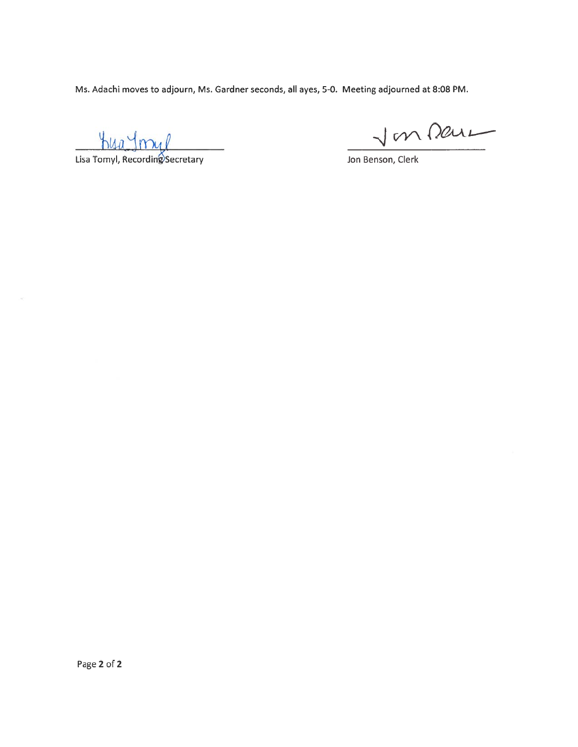Ms. Adachi moves to adjourn, Ms. Gardner seconds, all ayes, 5-0. Meeting adjourned at 8:08 PM.

Lisa Tomyl, Recording Secretary

Jon Benson, Clerk